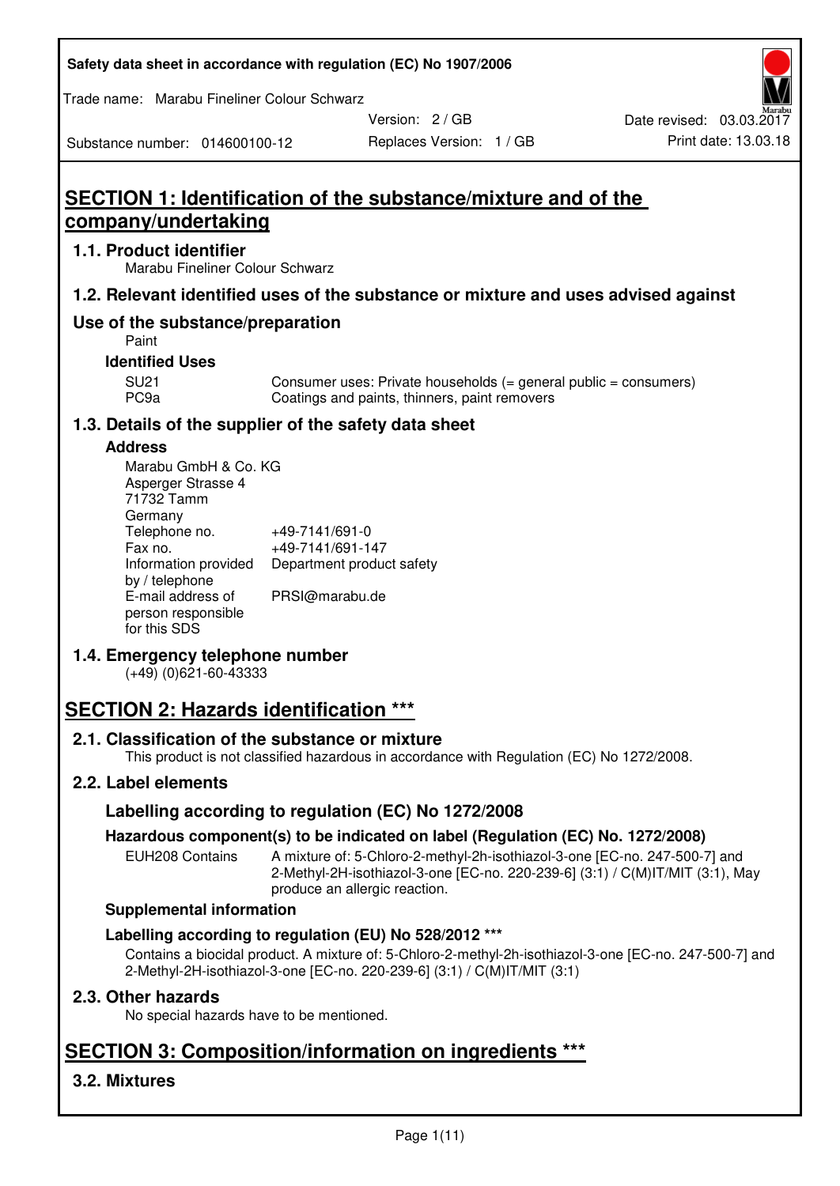# SECTION 1: Identification of the substance/mixture and of the company/undertaking

## 1.1. Product identifier

Marabu Fineliner Colour Schwarz

## 1.2. Relevant identified uses of the substance or mixture and uses advised against

### Use of the substance/preparation

Paint

**Identified Uses**

| | |
|---|---|
| SU21 | Consumer uses: Private households (= general public = consumers) |
| PC9a | Coatings and paints, thinners, paint removers |

## 1.3. Details of the supplier of the safety data sheet

**Address**

Marabu GmbH & Co. KG
Asperger Strasse 4
71732 Tamm
Germany

| | |
|---|---|
| Telephone no. | +49-7141/691-0 |
| Fax no. | +49-7141/691-147 |
| Information provided by / telephone | Department product safety |
| E-mail address of person responsible for this SDS | PRSI@marabu.de |

## 1.4. Emergency telephone number

(+49) (0)621-60-43333

# SECTION 2: Hazards identification ***

## 2.1. Classification of the substance or mixture

This product is not classified hazardous in accordance with Regulation (EC) No 1272/2008.

## 2.2. Label elements

### Labelling according to regulation (EC) No 1272/2008

**Hazardous component(s) to be indicated on label (Regulation (EC) No. 1272/2008)**

| | |
|---|---|
| EUH208 Contains | A mixture of: 5-Chloro-2-methyl-2h-isothiazol-3-one [EC-no. 247-500-7] and 2-Methyl-2H-isothiazol-3-one [EC-no. 220-239-6] (3:1) / C(M)IT/MIT (3:1), May produce an allergic reaction. |

**Supplemental information**

**Labelling according to regulation (EU) No 528/2012 ***

Contains a biocidal product. A mixture of: 5-Chloro-2-methyl-2h-isothiazol-3-one [EC-no. 247-500-7] and 2-Methyl-2H-isothiazol-3-one [EC-no. 220-239-6] (3:1) / C(M)IT/MIT (3:1)

## 2.3. Other hazards

No special hazards have to be mentioned.

# SECTION 3: Composition/information on ingredients ***

## 3.2. Mixtures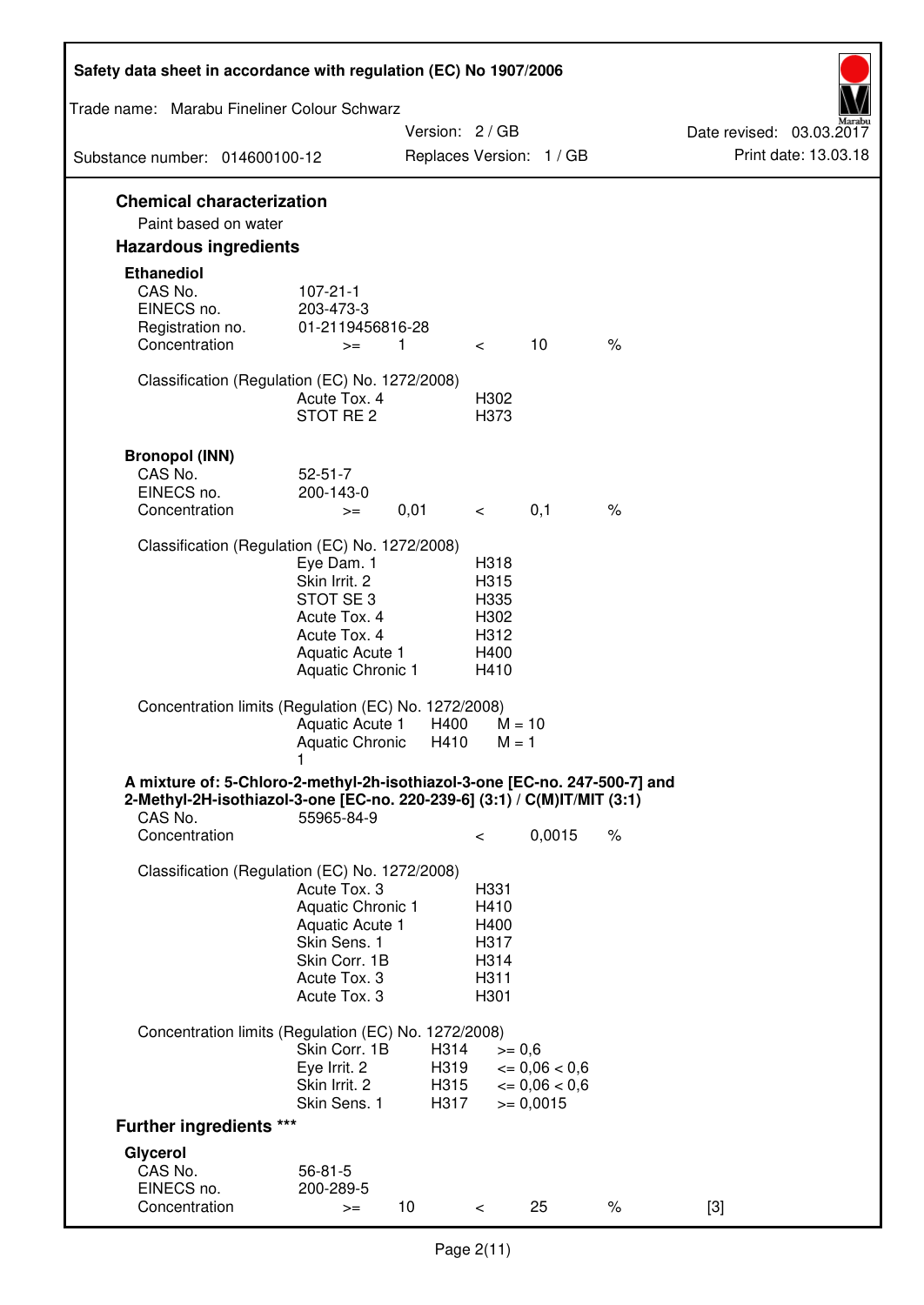## Chemical characterization

Paint based on water

## Hazardous ingredients

### Ethanediol

| | | | | | |
|---|---|---|---|---|---|
| CAS No. | 107-21-1 | | | | |
| EINECS no. | 203-473-3 | | | | |
| Registration no. | 01-2119456816-28 | | | | |
| Concentration | >= | 1 | < | 10 | % |

Classification (Regulation (EC) No. 1272/2008)

| | |
|---|---|
| Acute Tox. 4 | H302 |
| STOT RE 2 | H373 |

### Bronopol (INN)

| | | | | | |
|---|---|---|---|---|---|
| CAS No. | 52-51-7 | | | | |
| EINECS no. | 200-143-0 | | | | |
| Concentration | >= | 0,01 | < | 0,1 | % |

Classification (Regulation (EC) No. 1272/2008)

| | |
|---|---|
| Eye Dam. 1 | H318 |
| Skin Irrit. 2 | H315 |
| STOT SE 3 | H335 |
| Acute Tox. 4 | H302 |
| Acute Tox. 4 | H312 |
| Aquatic Acute 1 | H400 |
| Aquatic Chronic 1 | H410 |

Concentration limits (Regulation (EC) No. 1272/2008)

| | | |
|---|---|---|
| Aquatic Acute 1 | H400 | M = 10 |
| Aquatic Chronic 1 | H410 | M = 1 |

### A mixture of: 5-Chloro-2-methyl-2h-isothiazol-3-one [EC-no. 247-500-7] and 2-Methyl-2H-isothiazol-3-one [EC-no. 220-239-6] (3:1) / C(M)IT/MIT (3:1)

| | | | |
|---|---|---|---|
| CAS No. | 55965-84-9 | | |
| Concentration | < | 0,0015 | % |

Classification (Regulation (EC) No. 1272/2008)

| | |
|---|---|
| Acute Tox. 3 | H331 |
| Aquatic Chronic 1 | H410 |
| Aquatic Acute 1 | H400 |
| Skin Sens. 1 | H317 |
| Skin Corr. 1B | H314 |
| Acute Tox. 3 | H311 |
| Acute Tox. 3 | H301 |

Concentration limits (Regulation (EC) No. 1272/2008)

| | | |
|---|---|---|
| Skin Corr. 1B | H314 | >= 0,6 |
| Eye Irrit. 2 | H319 | <= 0,06 < 0,6 |
| Skin Irrit. 2 | H315 | <= 0,06 < 0,6 |
| Skin Sens. 1 | H317 | >= 0,0015 |

## Further ingredients ***

### Glycerol

| | | | | | | |
|---|---|---|---|---|---|---|
| CAS No. | 56-81-5 | | | | | |
| EINECS no. | 200-289-5 | | | | | |
| Concentration | >= | 10 | < | 25 | % | [3] |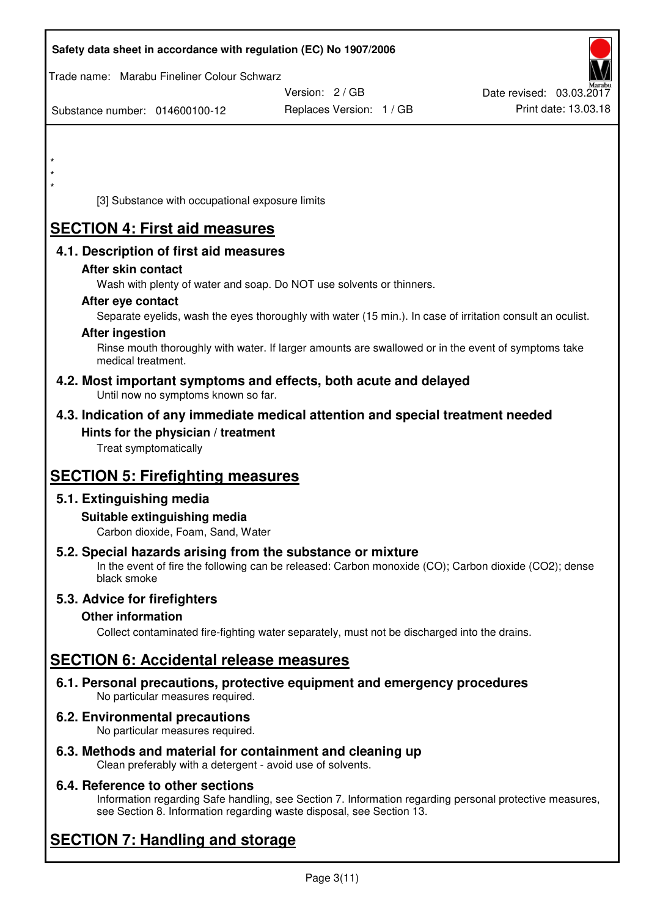*
*
*

[3] Substance with occupational exposure limits

# SECTION 4: First aid measures

## 4.1. Description of first aid measures

### After skin contact

Wash with plenty of water and soap. Do NOT use solvents or thinners.

### After eye contact

Separate eyelids, wash the eyes thoroughly with water (15 min.). In case of irritation consult an oculist.

### After ingestion

Rinse mouth thoroughly with water. If larger amounts are swallowed or in the event of symptoms take medical treatment.

## 4.2. Most important symptoms and effects, both acute and delayed

Until now no symptoms known so far.

## 4.3. Indication of any immediate medical attention and special treatment needed

### Hints for the physician / treatment

Treat symptomatically

# SECTION 5: Firefighting measures

## 5.1. Extinguishing media

### Suitable extinguishing media

Carbon dioxide, Foam, Sand, Water

## 5.2. Special hazards arising from the substance or mixture

In the event of fire the following can be released: Carbon monoxide (CO); Carbon dioxide ($CO_2$); dense black smoke

## 5.3. Advice for firefighters

### Other information

Collect contaminated fire-fighting water separately, must not be discharged into the drains.

# SECTION 6: Accidental release measures

## 6.1. Personal precautions, protective equipment and emergency procedures

No particular measures required.

## 6.2. Environmental precautions

No particular measures required.

## 6.3. Methods and material for containment and cleaning up

Clean preferably with a detergent - avoid use of solvents.

## 6.4. Reference to other sections

Information regarding Safe handling, see Section 7. Information regarding personal protective measures, see Section 8. Information regarding waste disposal, see Section 13.

# SECTION 7: Handling and storage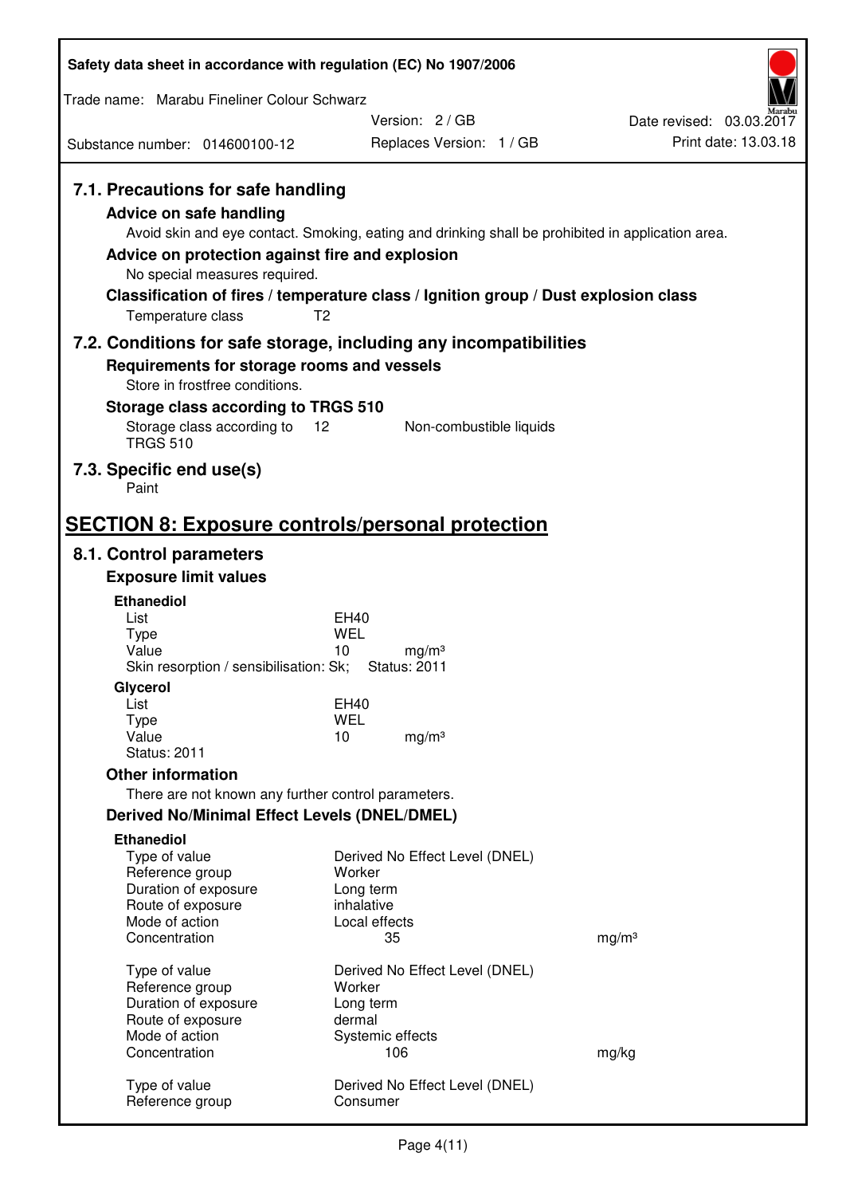### 7.1. Precautions for safe handling

**Advice on safe handling**

Avoid skin and eye contact. Smoking, eating and drinking shall be prohibited in application area.

**Advice on protection against fire and explosion**

No special measures required.

**Classification of fires / temperature class / Ignition group / Dust explosion class**

| | |
|---|---|
| Temperature class | T2 |

### 7.2. Conditions for safe storage, including any incompatibilities

**Requirements for storage rooms and vessels**

Store in frostfree conditions.

**Storage class according to TRGS 510**

| | | |
|---|---|---|
| Storage class according to TRGS 510 | 12 | Non-combustible liquids |

### 7.3. Specific end use(s)

Paint

## SECTION 8: Exposure controls/personal protection

### 8.1. Control parameters

**Exposure limit values**

**Ethanediol**

| | | |
|---|---|---|
| List | EH40 | |
| Type | WEL | |
| Value | 10 | mg/m³ |

Skin resorption / sensibilisation: Sk; Status: 2011

**Glycerol**

| | | |
|---|---|---|
| List | EH40 | |
| Type | WEL | |
| Value | 10 | mg/m³ |

Status: 2011

**Other information**

There are not known any further control parameters.

**Derived No/Minimal Effect Levels (DNEL/DMEL)**

**Ethanediol**

| | | |
|---|---|---|
| Type of value | Derived No Effect Level (DNEL) | |
| Reference group | Worker | |
| Duration of exposure | Long term | |
| Route of exposure | inhalative | |
| Mode of action | Local effects | |
| Concentration | 35 | mg/m³ |

| | | |
|---|---|---|
| Type of value | Derived No Effect Level (DNEL) | |
| Reference group | Worker | |
| Duration of exposure | Long term | |
| Route of exposure | dermal | |
| Mode of action | Systemic effects | |
| Concentration | 106 | mg/kg |

| | |
|---|---|
| Type of value | Derived No Effect Level (DNEL) |
| Reference group | Consumer |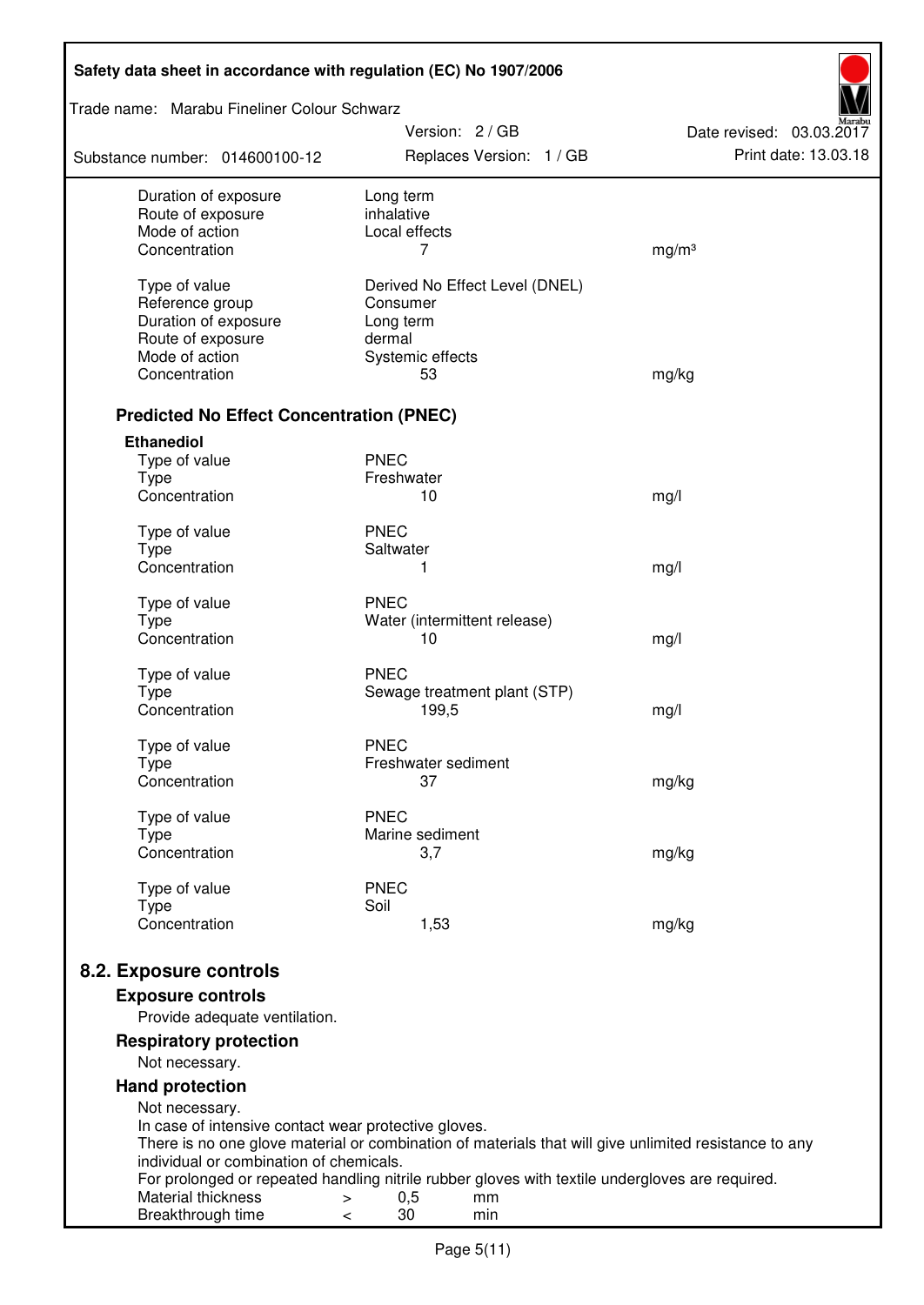| | | |
|---|---|---|
| Duration of exposure | Long term | |
| Route of exposure | inhalative | |
| Mode of action | Local effects | |
| Concentration | 7 | mg/m³ |
| | | |
| Type of value | Derived No Effect Level (DNEL) | |
| Reference group | Consumer | |
| Duration of exposure | Long term | |
| Route of exposure | dermal | |
| Mode of action | Systemic effects | |
| Concentration | 53 | mg/kg |

### Predicted No Effect Concentration (PNEC)

**Ethanediol**

| | | |
|---|---|---|
| Type of value | PNEC | |
| Type | Freshwater | |
| Concentration | 10 | mg/l |
| | | |
| Type of value | PNEC | |
| Type | Saltwater | |
| Concentration | 1 | mg/l |
| | | |
| Type of value | PNEC | |
| Type | Water (intermittent release) | |
| Concentration | 10 | mg/l |
| | | |
| Type of value | PNEC | |
| Type | Sewage treatment plant (STP) | |
| Concentration | 199,5 | mg/l |
| | | |
| Type of value | PNEC | |
| Type | Freshwater sediment | |
| Concentration | 37 | mg/kg |
| | | |
| Type of value | PNEC | |
| Type | Marine sediment | |
| Concentration | 3,7 | mg/kg |
| | | |
| Type of value | PNEC | |
| Type | Soil | |
| Concentration | 1,53 | mg/kg |

## 8.2. Exposure controls

### Exposure controls

Provide adequate ventilation.

### Respiratory protection

Not necessary.

### Hand protection

Not necessary.
In case of intensive contact wear protective gloves.
There is no one glove material or combination of materials that will give unlimited resistance to any individual or combination of chemicals.
For prolonged or repeated handling nitrile rubber gloves with textile undergloves are required.

| | | | |
|---|---|---|---|
| Material thickness | > | 0,5 | mm |
| Breakthrough time | < | 30 | min |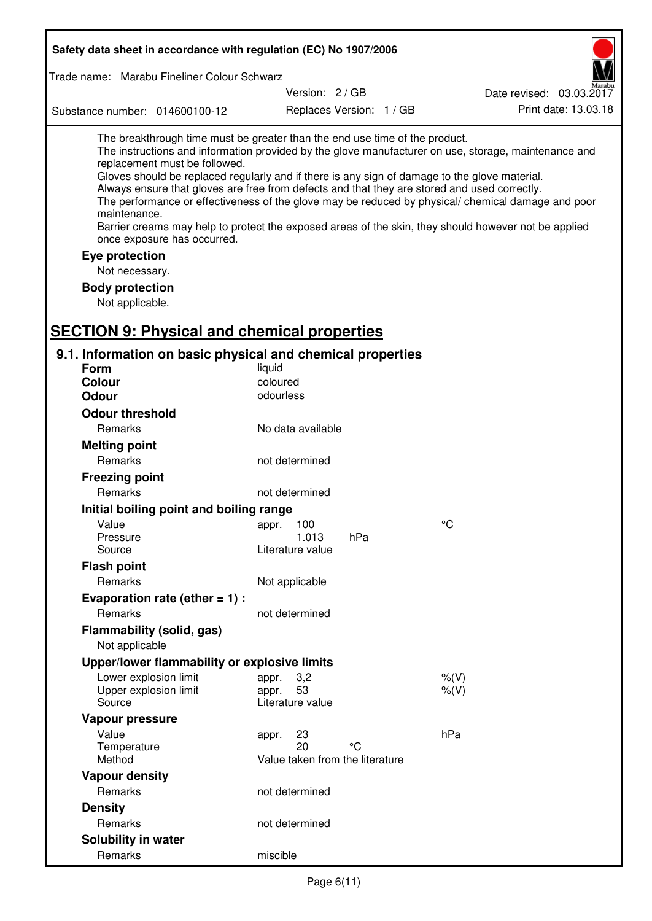The breakthrough time must be greater than the end use time of the product.
The instructions and information provided by the glove manufacturer on use, storage, maintenance and replacement must be followed.
Gloves should be replaced regularly and if there is any sign of damage to the glove material.
Always ensure that gloves are free from defects and that they are stored and used correctly.
The performance or effectiveness of the glove may be reduced by physical/ chemical damage and poor maintenance.
Barrier creams may help to protect the exposed areas of the skin, they should however not be applied once exposure has occurred.

### Eye protection

Not necessary.

### Body protection

Not applicable.

## SECTION 9: Physical and chemical properties

### 9.1. Information on basic physical and chemical properties

| | | | |
|---|---|---|---|
| **Form** | liquid | | |
| **Colour** | coloured | | |
| **Odour** | odourless | | |
| **Odour threshold** | | | |
| Remarks | No data available | | |
| **Melting point** | | | |
| Remarks | not determined | | |
| **Freezing point** | | | |
| Remarks | not determined | | |
| **Initial boiling point and boiling range** | | | |
| Value | appr. 100 | | °C |
| Pressure | 1.013 | hPa | |
| Source | Literature value | | |
| **Flash point** | | | |
| Remarks | Not applicable | | |
| **Evaporation rate (ether = 1) :** | | | |
| Remarks | not determined | | |
| **Flammability (solid, gas)** | | | |
| Not applicable | | | |
| **Upper/lower flammability or explosive limits** | | | |
| Lower explosion limit | appr. 3,2 | | %(V) |
| Upper explosion limit | appr. 53 | | %(V) |
| Source | Literature value | | |
| **Vapour pressure** | | | |
| Value | appr. 23 | | hPa |
| Temperature | 20 | °C | |
| Method | Value taken from the literature | | |
| **Vapour density** | | | |
| Remarks | not determined | | |
| **Density** | | | |
| Remarks | not determined | | |
| **Solubility in water** | | | |
| Remarks | miscible | | |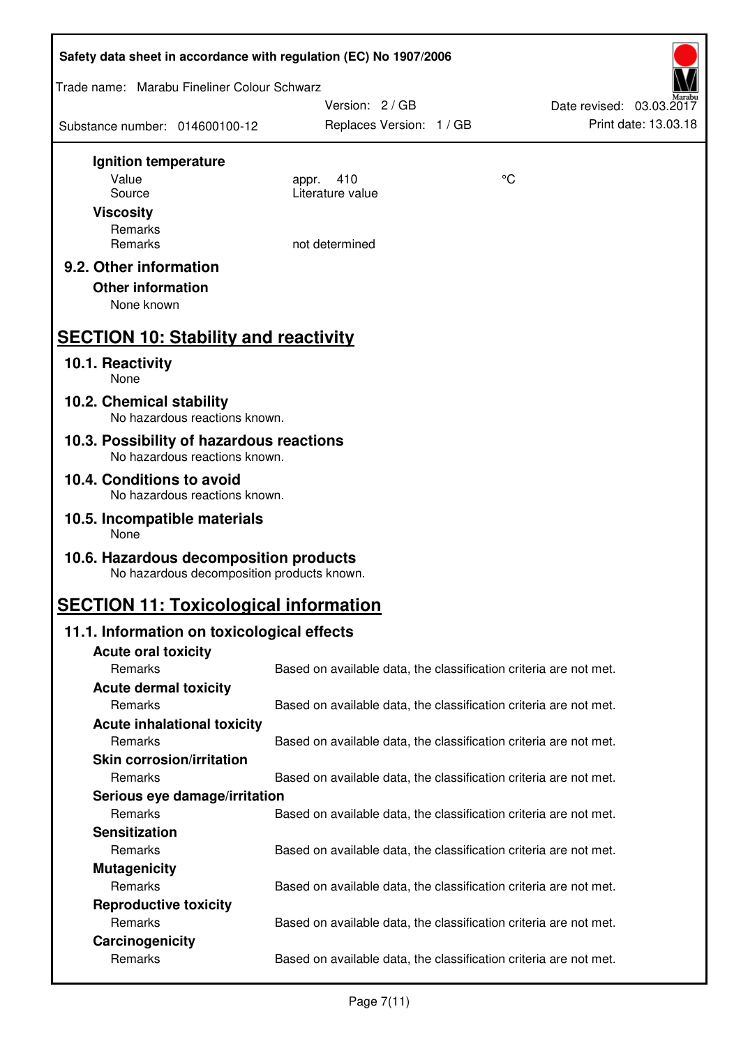**Ignition temperature**

| | | |
|---|---|---|
| Value | appr. 410 | °C |
| Source | Literature value | |

**Viscosity**

| | |
|---|---|
| Remarks | |
| Remarks | not determined |

### 9.2. Other information

**Other information**

None known

## SECTION 10: Stability and reactivity

### 10.1. Reactivity

None

### 10.2. Chemical stability

No hazardous reactions known.

### 10.3. Possibility of hazardous reactions

No hazardous reactions known.

### 10.4. Conditions to avoid

No hazardous reactions known.

### 10.5. Incompatible materials

None

### 10.6. Hazardous decomposition products

No hazardous decomposition products known.

## SECTION 11: Toxicological information

### 11.1. Information on toxicological effects

**Acute oral toxicity**

Remarks: Based on available data, the classification criteria are not met.

**Acute dermal toxicity**

Remarks: Based on available data, the classification criteria are not met.

**Acute inhalational toxicity**

Remarks: Based on available data, the classification criteria are not met.

**Skin corrosion/irritation**

Remarks: Based on available data, the classification criteria are not met.

**Serious eye damage/irritation**

Remarks: Based on available data, the classification criteria are not met.

**Sensitization**

Remarks: Based on available data, the classification criteria are not met.

**Mutagenicity**

Remarks: Based on available data, the classification criteria are not met.

**Reproductive toxicity**

Remarks: Based on available data, the classification criteria are not met.

**Carcinogenicity**

Remarks: Based on available data, the classification criteria are not met.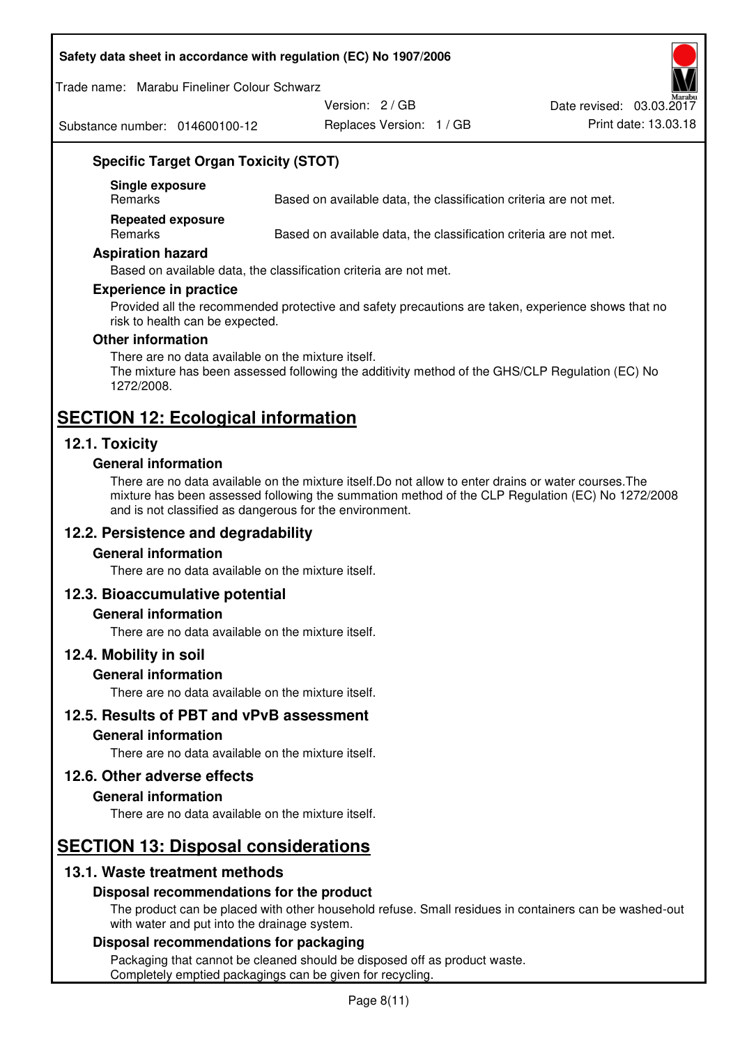### Specific Target Organ Toxicity (STOT)

**Single exposure**

| Remarks | Based on available data, the classification criteria are not met. |
| --- | --- |

**Repeated exposure**

| Remarks | Based on available data, the classification criteria are not met. |
| --- | --- |

### Aspiration hazard

Based on available data, the classification criteria are not met.

### Experience in practice

Provided all the recommended protective and safety precautions are taken, experience shows that no risk to health can be expected.

### Other information

There are no data available on the mixture itself.
The mixture has been assessed following the additivity method of the GHS/CLP Regulation (EC) No 1272/2008.

# SECTION 12: Ecological information

## 12.1. Toxicity

### General information

There are no data available on the mixture itself.Do not allow to enter drains or water courses.The mixture has been assessed following the summation method of the CLP Regulation (EC) No 1272/2008 and is not classified as dangerous for the environment.

## 12.2. Persistence and degradability

### General information

There are no data available on the mixture itself.

## 12.3. Bioaccumulative potential

### General information

There are no data available on the mixture itself.

## 12.4. Mobility in soil

### General information

There are no data available on the mixture itself.

## 12.5. Results of PBT and vPvB assessment

### General information

There are no data available on the mixture itself.

## 12.6. Other adverse effects

### General information

There are no data available on the mixture itself.

# SECTION 13: Disposal considerations

## 13.1. Waste treatment methods

### Disposal recommendations for the product

The product can be placed with other household refuse. Small residues in containers can be washed-out with water and put into the drainage system.

### Disposal recommendations for packaging

Packaging that cannot be cleaned should be disposed off as product waste.
Completely emptied packagings can be given for recycling.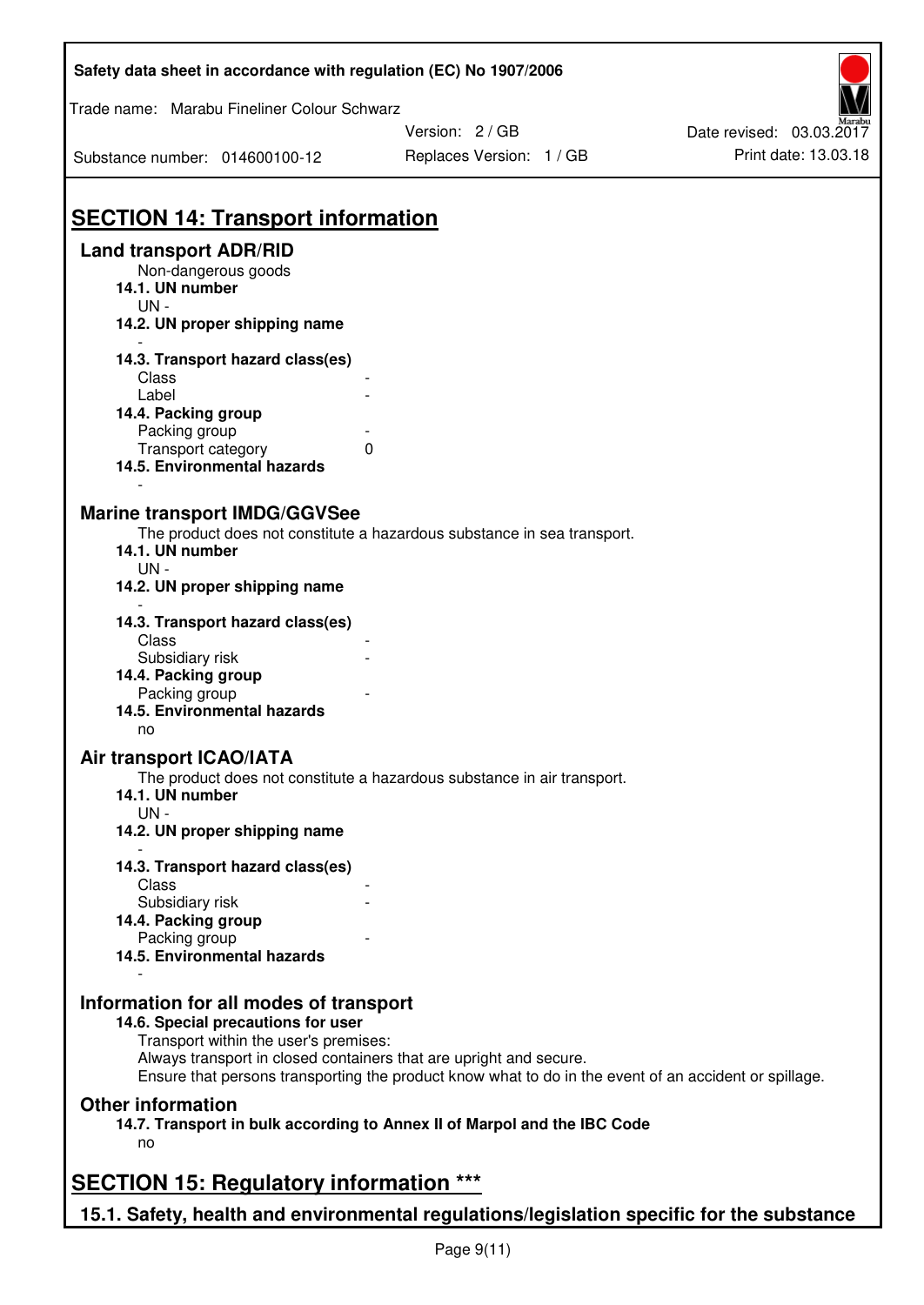## SECTION 14: Transport information

### Land transport ADR/RID

Non-dangerous goods

**14.1. UN number**

UN -

**14.2. UN proper shipping name**

-

**14.3. Transport hazard class(es)**

| | |
|---|---|
| Class | - |
| Label | - |

**14.4. Packing group**

| | |
|---|---|
| Packing group | - |
| Transport category | 0 |

**14.5. Environmental hazards**

-

### Marine transport IMDG/GGVSee

The product does not constitute a hazardous substance in sea transport.

**14.1. UN number**

UN -

**14.2. UN proper shipping name**

-

**14.3. Transport hazard class(es)**

| | |
|---|---|
| Class | - |
| Subsidiary risk | - |

**14.4. Packing group**

| | |
|---|---|
| Packing group | - |

**14.5. Environmental hazards**

no

### Air transport ICAO/IATA

The product does not constitute a hazardous substance in air transport.

**14.1. UN number**

UN -

**14.2. UN proper shipping name**

-

**14.3. Transport hazard class(es)**

| | |
|---|---|
| Class | - |
| Subsidiary risk | - |

**14.4. Packing group**

| | |
|---|---|
| Packing group | - |

**14.5. Environmental hazards**

-

### Information for all modes of transport

**14.6. Special precautions for user**

Transport within the user's premises:
Always transport in closed containers that are upright and secure.
Ensure that persons transporting the product know what to do in the event of an accident or spillage.

### Other information

**14.7. Transport in bulk according to Annex II of Marpol and the IBC Code**

no

## SECTION 15: Regulatory information ***

### 15.1. Safety, health and environmental regulations/legislation specific for the substance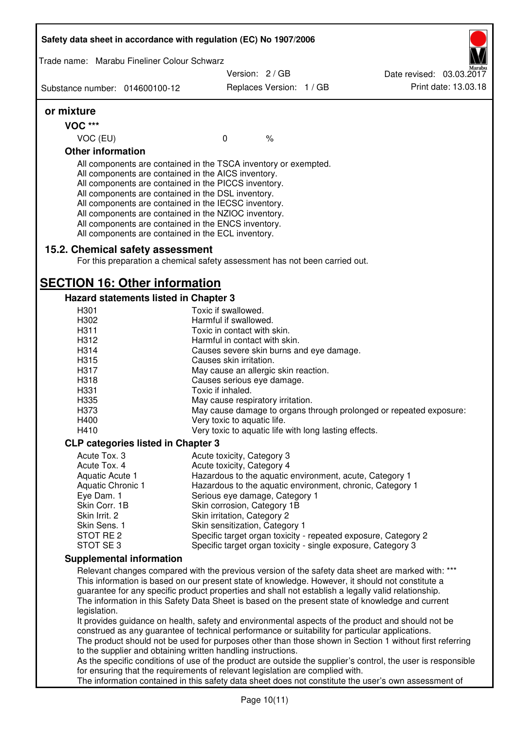### or mixture

**VOC \*\*\***

| VOC (EU) | 0 | % |
|---|---|---|

**Other information**

All components are contained in the TSCA inventory or exempted.
All components are contained in the AICS inventory.
All components are contained in the PICCS inventory.
All components are contained in the DSL inventory.
All components are contained in the IECSC inventory.
All components are contained in the NZIOC inventory.
All components are contained in the ENCS inventory.
All components are contained in the ECL inventory.

### 15.2. Chemical safety assessment

For this preparation a chemical safety assessment has not been carried out.

## SECTION 16: Other information

### Hazard statements listed in Chapter 3

| | |
|---|---|
| H301 | Toxic if swallowed. |
| H302 | Harmful if swallowed. |
| H311 | Toxic in contact with skin. |
| H312 | Harmful in contact with skin. |
| H314 | Causes severe skin burns and eye damage. |
| H315 | Causes skin irritation. |
| H317 | May cause an allergic skin reaction. |
| H318 | Causes serious eye damage. |
| H331 | Toxic if inhaled. |
| H335 | May cause respiratory irritation. |
| H373 | May cause damage to organs through prolonged or repeated exposure: |
| H400 | Very toxic to aquatic life. |
| H410 | Very toxic to aquatic life with long lasting effects. |

### CLP categories listed in Chapter 3

| | |
|---|---|
| Acute Tox. 3 | Acute toxicity, Category 3 |
| Acute Tox. 4 | Acute toxicity, Category 4 |
| Aquatic Acute 1 | Hazardous to the aquatic environment, acute, Category 1 |
| Aquatic Chronic 1 | Hazardous to the aquatic environment, chronic, Category 1 |
| Eye Dam. 1 | Serious eye damage, Category 1 |
| Skin Corr. 1B | Skin corrosion, Category 1B |
| Skin Irrit. 2 | Skin irritation, Category 2 |
| Skin Sens. 1 | Skin sensitization, Category 1 |
| STOT RE 2 | Specific target organ toxicity - repeated exposure, Category 2 |
| STOT SE 3 | Specific target organ toxicity - single exposure, Category 3 |

### Supplemental information

Relevant changes compared with the previous version of the safety data sheet are marked with: ***
This information is based on our present state of knowledge. However, it should not constitute a guarantee for any specific product properties and shall not establish a legally valid relationship.
The information in this Safety Data Sheet is based on the present state of knowledge and current legislation.
It provides guidance on health, safety and environmental aspects of the product and should not be construed as any guarantee of technical performance or suitability for particular applications.
The product should not be used for purposes other than those shown in Section 1 without first referring to the supplier and obtaining written handling instructions.
As the specific conditions of use of the product are outside the supplier's control, the user is responsible for ensuring that the requirements of relevant legislation are complied with.
The information contained in this safety data sheet does not constitute the user's own assessment of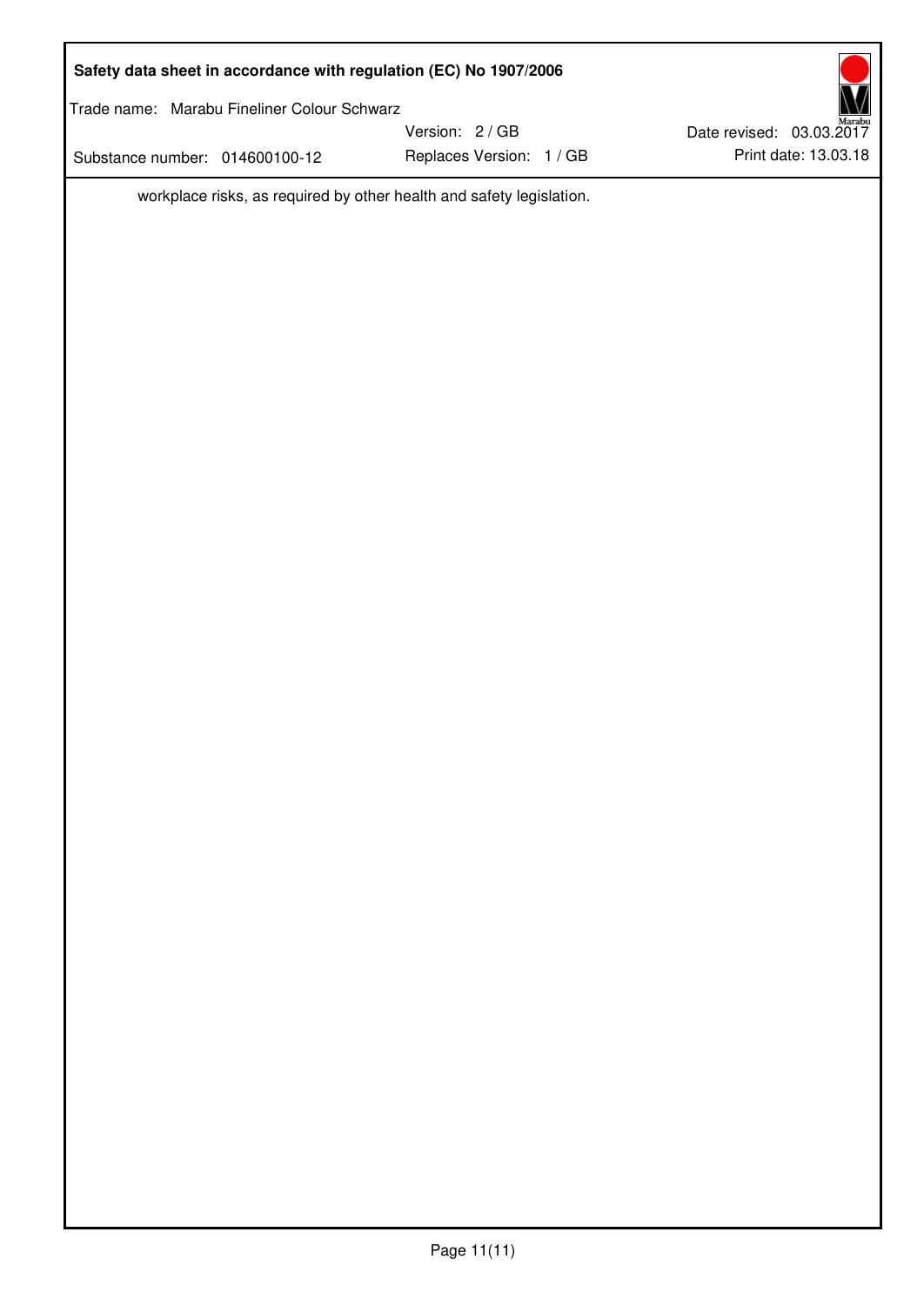workplace risks, as required by other health and safety legislation.